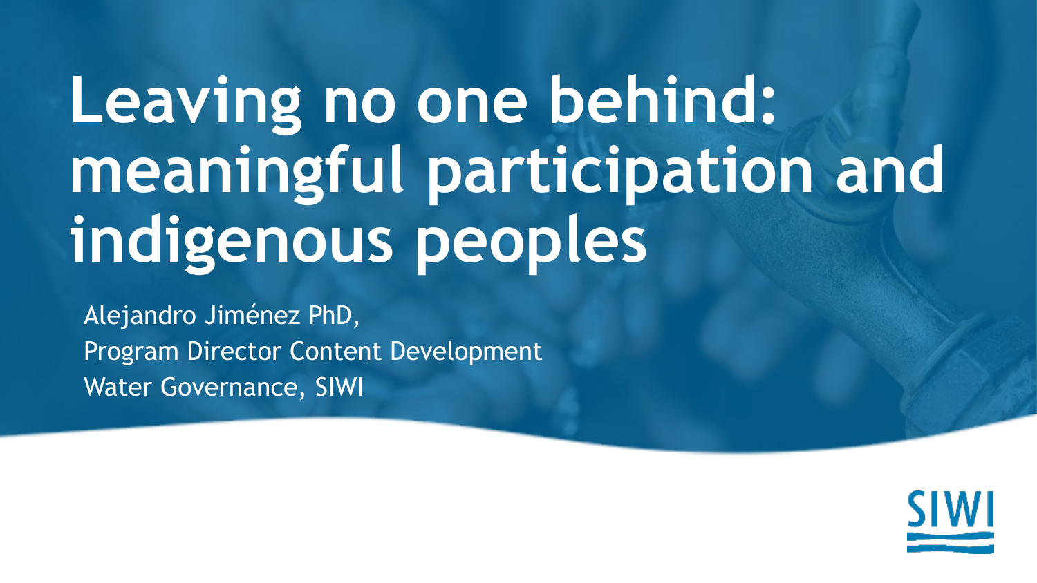# Leaving no one behind: meaningful participation and indigenous peoples

Alejandro Jiménez PhD,
Program Director Content Development
Water Governance, SIWI

SIWI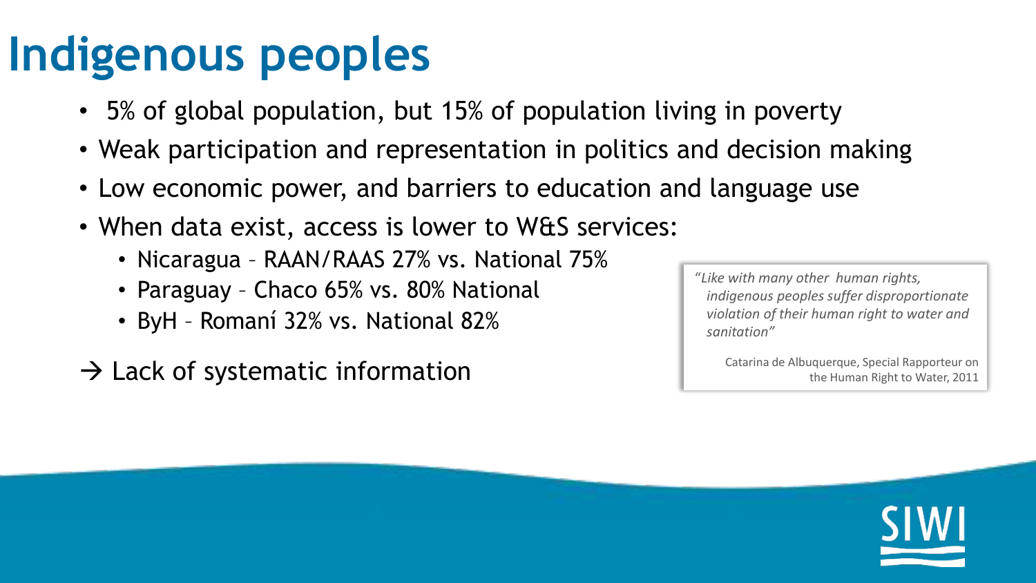# Indigenous peoples

- 5% of global population, but 15% of population living in poverty
- Weak participation and representation in politics and decision making
- Low economic power, and barriers to education and language use
- When data exist, access is lower to W&S services:
  - Nicaragua – RAAN/RAAS 27% vs. National 75%
  - Paraguay – Chaco 65% vs. 80% National
  - ByH – Romaní 32% vs. National 82%

→ Lack of systematic information

> *"Like with many other human rights, indigenous peoples suffer disproportionate violation of their human right to water and sanitation"*
>
> Catarina de Albuquerque, Special Rapporteur on the Human Right to Water, 2011

SIWI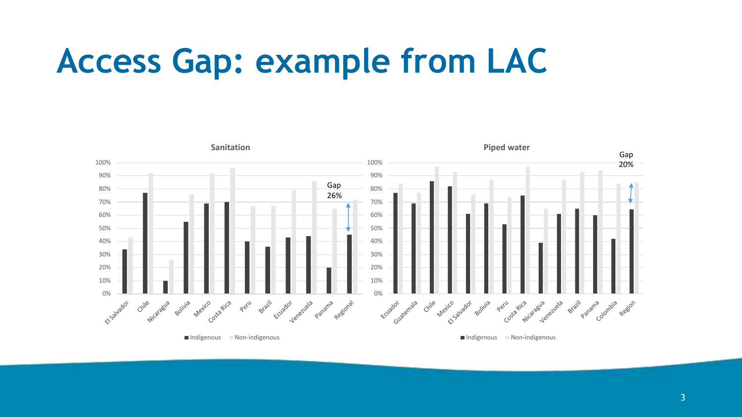# Access Gap: example from LAC

**Sanitation**

100%
90%
80%
70%
60%
50%
40%
30%
20%
10%
0%

El Salvador, Chile, Nicaragua, Bolivia, Mexico, Costa Rica, Peru, Brazil, Ecuador, Venezuela, Panama, Regional

Gap
26%

Indigenous
Non-indigenous

**Piped water**

100%
90%
80%
70%
60%
50%
40%
30%
20%
10%
0%

Ecuador, Guatemala, Chile, Mexico, El Salvador, Bolivia, Peru, Costa Rica, Nicaragua, Venezuela, Brazil, Panama, Colombia, Region

Gap
20%

Indigenous
Non-indigenous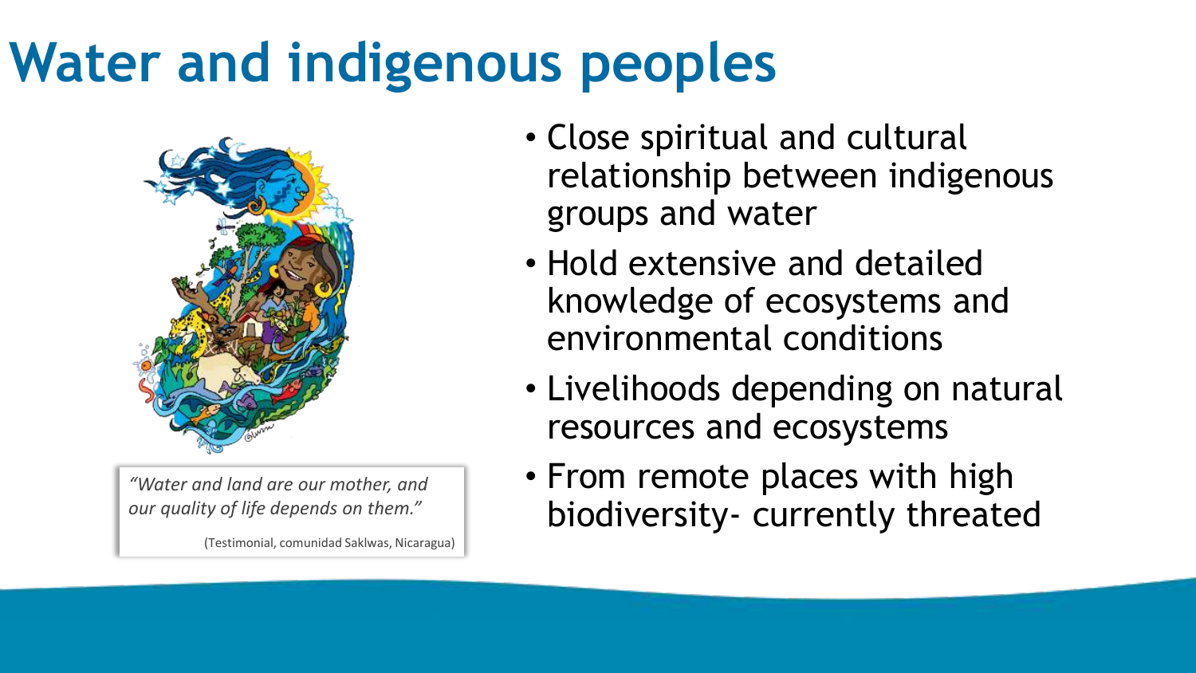# Water and indigenous peoples

*"Water and land are our mother, and our quality of life depends on them."*

(Testimonial, comunidad Saklwas, Nicaragua)

- Close spiritual and cultural relationship between indigenous groups and water
- Hold extensive and detailed knowledge of ecosystems and environmental conditions
- Livelihoods depending on natural resources and ecosystems
- From remote places with high biodiversity- currently threated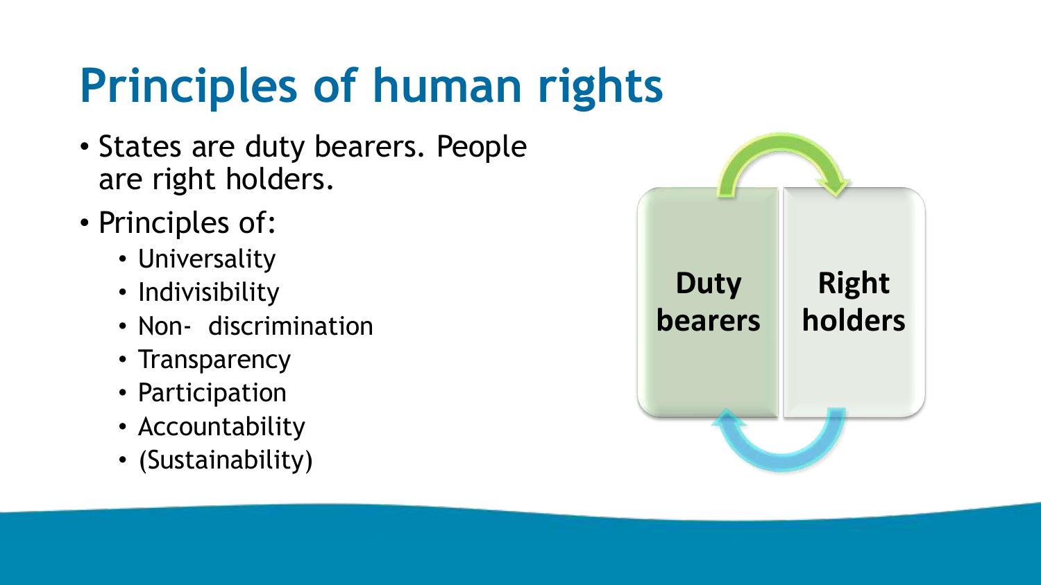# Principles of human rights

- States are duty bearers. People are right holders.
- Principles of:
  - Universality
  - Indivisibility
  - Non- discrimination
  - Transparency
  - Participation
  - Accountability
  - (Sustainability)

Duty bearers

Right holders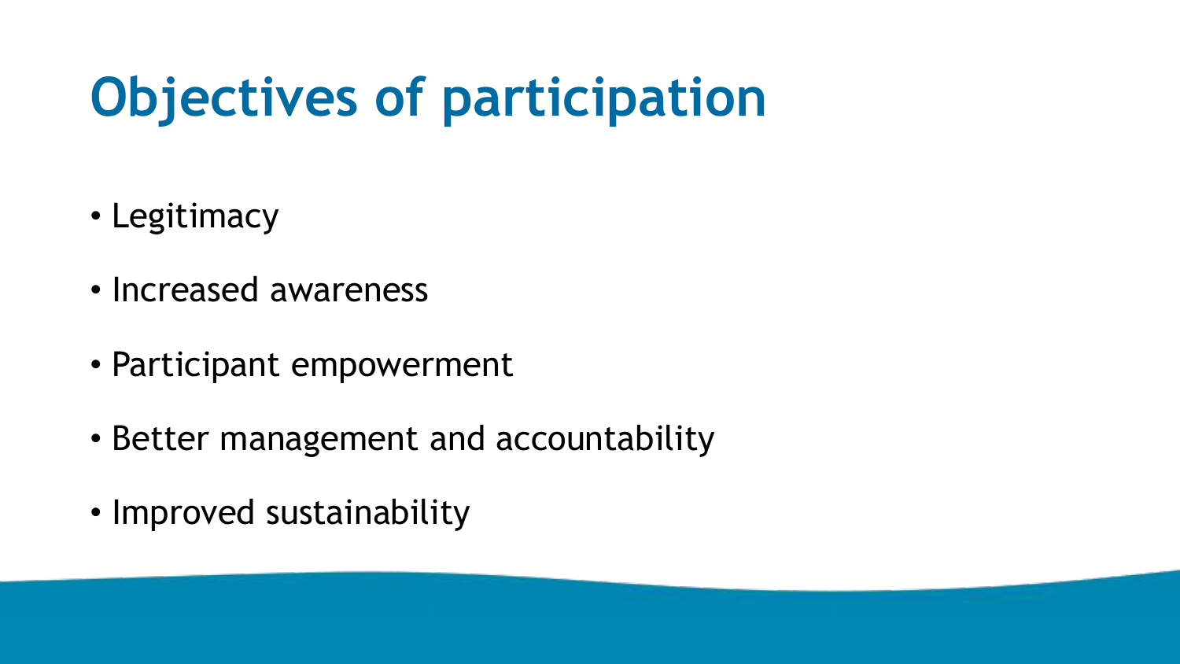# Objectives of participation

- Legitimacy
- Increased awareness
- Participant empowerment
- Better management and accountability
- Improved sustainability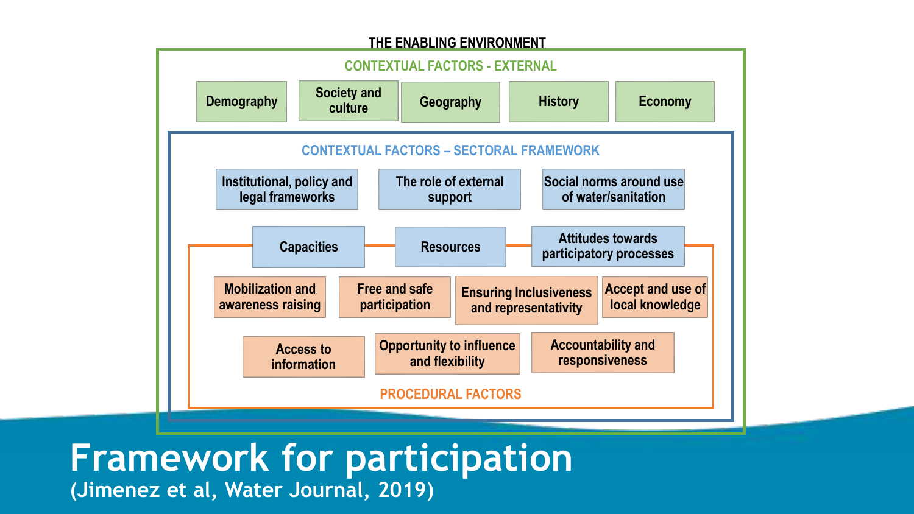THE ENABLING ENVIRONMENT

CONTEXTUAL FACTORS - EXTERNAL

Demography

Society and culture

Geography

History

Economy

CONTEXTUAL FACTORS – SECTORAL FRAMEWORK

Institutional, policy and legal frameworks

The role of external support

Social norms around use of water/sanitation

Capacities

Resources

Attitudes towards participatory processes

Mobilization and awareness raising

Free and safe participation

Ensuring Inclusiveness and representativity

Accept and use of local knowledge

Access to information

Opportunity to influence and flexibility

Accountability and responsiveness

PROCEDURAL FACTORS

# Framework for participation

(Jimenez et al, Water Journal, 2019)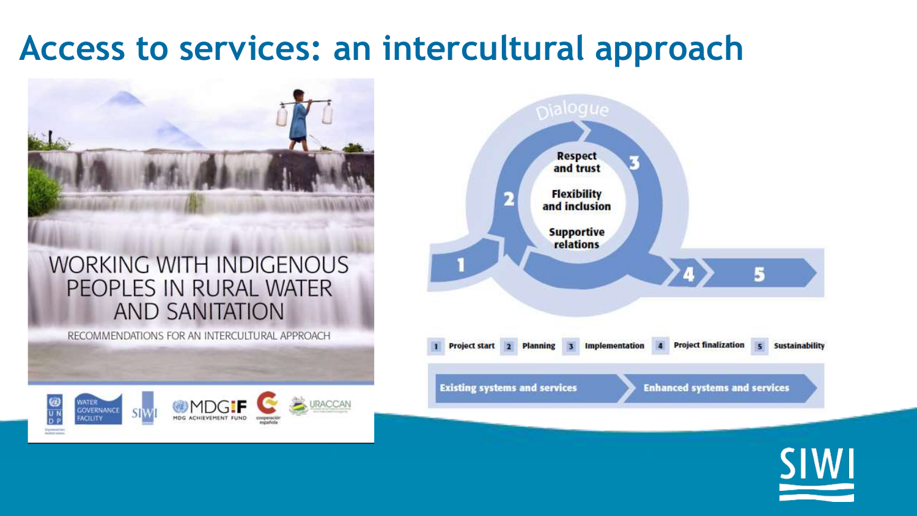# Access to services: an intercultural approach

WORKING WITH INDIGENOUS PEOPLES IN RURAL WATER AND SANITATION

RECOMMENDATIONS FOR AN INTERCULTURAL APPROACH

WATER GOVERNANCE FACILITY

SIWI

MDG ACHIEVEMENT FUND

cooperación española

URACCAN

Dialogue

Respect and trust

Flexibility and inclusion

Supportive relations

1 Project start 2 Planning 3 Implementation 4 Project finalization 5 Sustainability

Existing systems and services

Enhanced systems and services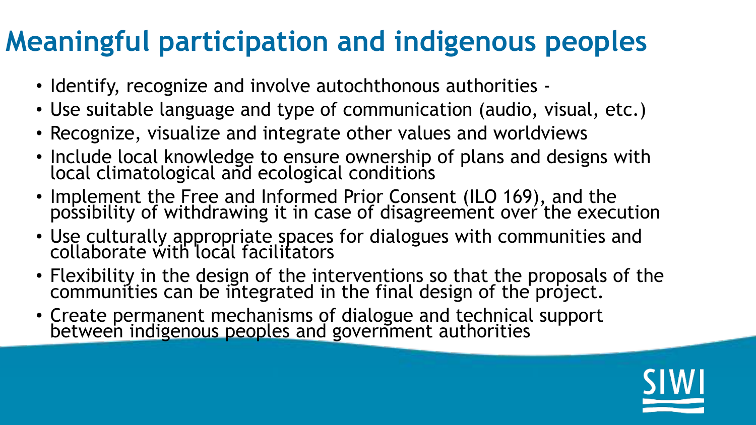# Meaningful participation and indigenous peoples

- Identify, recognize and involve autochthonous authorities -
- Use suitable language and type of communication (audio, visual, etc.)
- Recognize, visualize and integrate other values and worldviews
- Include local knowledge to ensure ownership of plans and designs with local climatological and ecological conditions
- Implement the Free and Informed Prior Consent (ILO 169), and the possibility of withdrawing it in case of disagreement over the execution
- Use culturally appropriate spaces for dialogues with communities and collaborate with local facilitators
- Flexibility in the design of the interventions so that the proposals of the communities can be integrated in the final design of the project.
- Create permanent mechanisms of dialogue and technical support between indigenous peoples and government authorities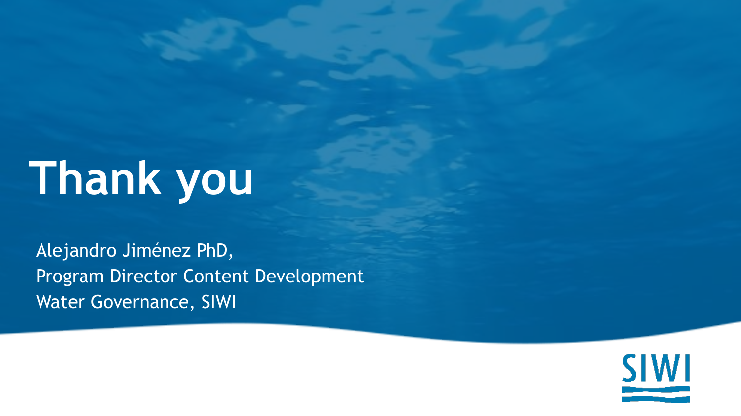# Thank you

Alejandro Jiménez PhD,
Program Director Content Development
Water Governance, SIWI

SIWI